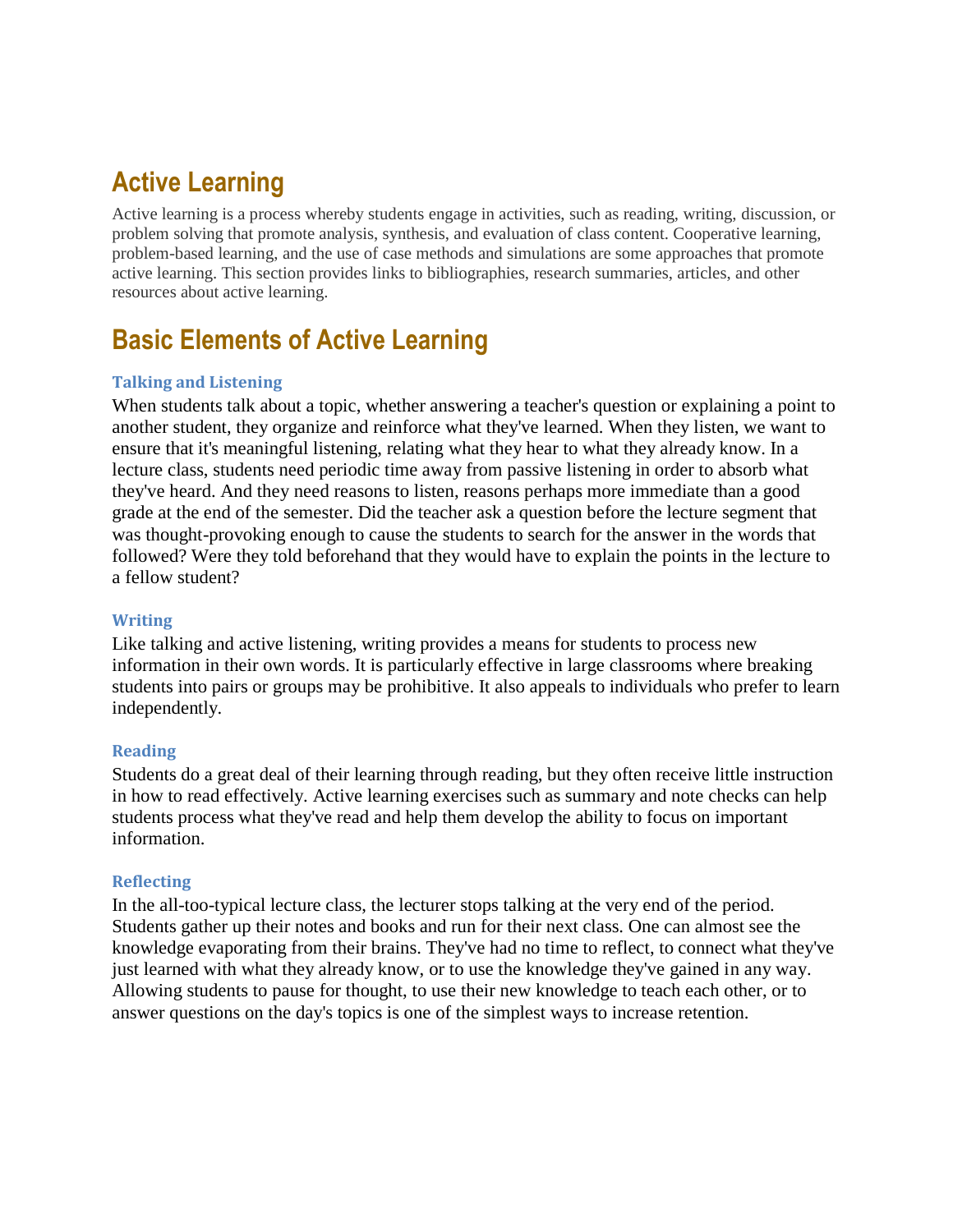# Active Learning

Active learning is a process whereby students engage in activities, such as reading, writing, discussion, or problem solving that promote analysis, synthesis, and evaluation of class content. Cooperative learning, problem-based learning, and the use of case methods and simulations are some approaches that promote active learning. This section provides links to bibliographies, research summaries, articles, and other resources about active learning.

# Basic Elements of Active Learning

### Talking and Listening

When students talk about a topic, whether answering a teacher's question or explaining a point to another student, they organize and reinforce what they've learned. When they listen, we want to ensure that it's meaningful listening, relating what they hear to what they already know. In a lecture class, students need periodic time away from passive listening in order to absorb what they've heard. And they need reasons to listen, reasons perhaps more immediate than a good grade at the end of the semester. Did the teacher ask a question before the lecture segment that was thought-provoking enough to cause the students to search for the answer in the words that followed? Were they told beforehand that they would have to explain the points in the lecture to a fellow student?

### Writing

Like talking and active listening, writing provides a means for students to process new information in their own words. It is particularly effective in large classrooms where breaking students into pairs or groups may be prohibitive. It also appeals to individuals who prefer to learn independently.

### Reading

Students do a great deal of their learning through reading, but they often receive little instruction in how to read effectively. Active learning exercises such as summary and note checks can help students process what they've read and help them develop the ability to focus on important information.

### Reflecting

In the all-too-typical lecture class, the lecturer stops talking at the very end of the period. Students gather up their notes and books and run for their next class. One can almost see the knowledge evaporating from their brains. They've had no time to reflect, to connect what they've just learned with what they already know, or to use the knowledge they've gained in any way. Allowing students to pause for thought, to use their new knowledge to teach each other, or to answer questions on the day's topics is one of the simplest ways to increase retention.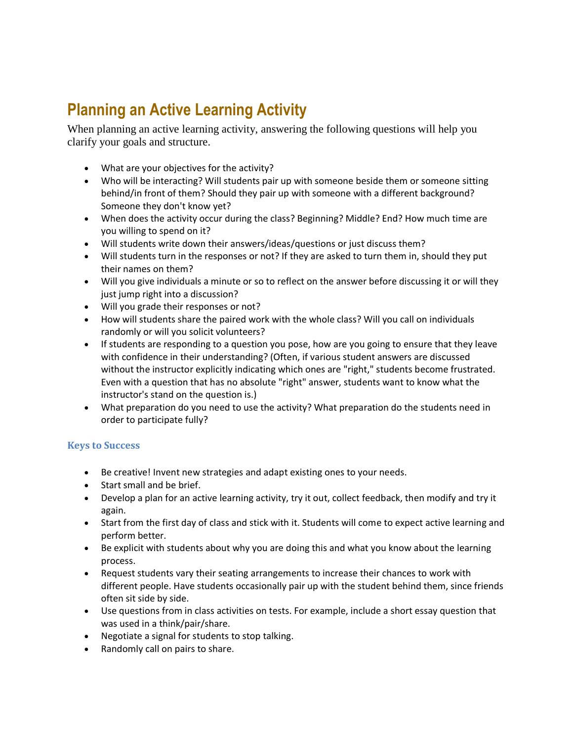# Planning an Active Learning Activity

When planning an active learning activity, answering the following questions will help you clarify your goals and structure.

- What are your objectives for the activity?
- Who will be interacting? Will students pair up with someone beside them or someone sitting behind/in front of them? Should they pair up with someone with a different background? Someone they don't know yet?
- When does the activity occur during the class? Beginning? Middle? End? How much time are you willing to spend on it?
- Will students write down their answers/ideas/questions or just discuss them?
- Will students turn in the responses or not? If they are asked to turn them in, should they put their names on them?
- Will you give individuals a minute or so to reflect on the answer before discussing it or will they just jump right into a discussion?
- Will you grade their responses or not?
- How will students share the paired work with the whole class? Will you call on individuals randomly or will you solicit volunteers?
- If students are responding to a question you pose, how are you going to ensure that they leave with confidence in their understanding? (Often, if various student answers are discussed without the instructor explicitly indicating which ones are "right," students become frustrated. Even with a question that has no absolute "right" answer, students want to know what the instructor's stand on the question is.)
- What preparation do you need to use the activity? What preparation do the students need in order to participate fully?

### Keys to Success

- Be creative! Invent new strategies and adapt existing ones to your needs.
- Start small and be brief.
- Develop a plan for an active learning activity, try it out, collect feedback, then modify and try it again.
- Start from the first day of class and stick with it. Students will come to expect active learning and perform better.
- Be explicit with students about why you are doing this and what you know about the learning process.
- Request students vary their seating arrangements to increase their chances to work with different people. Have students occasionally pair up with the student behind them, since friends often sit side by side.
- Use questions from in class activities on tests. For example, include a short essay question that was used in a think/pair/share.
- Negotiate a signal for students to stop talking.
- Randomly call on pairs to share.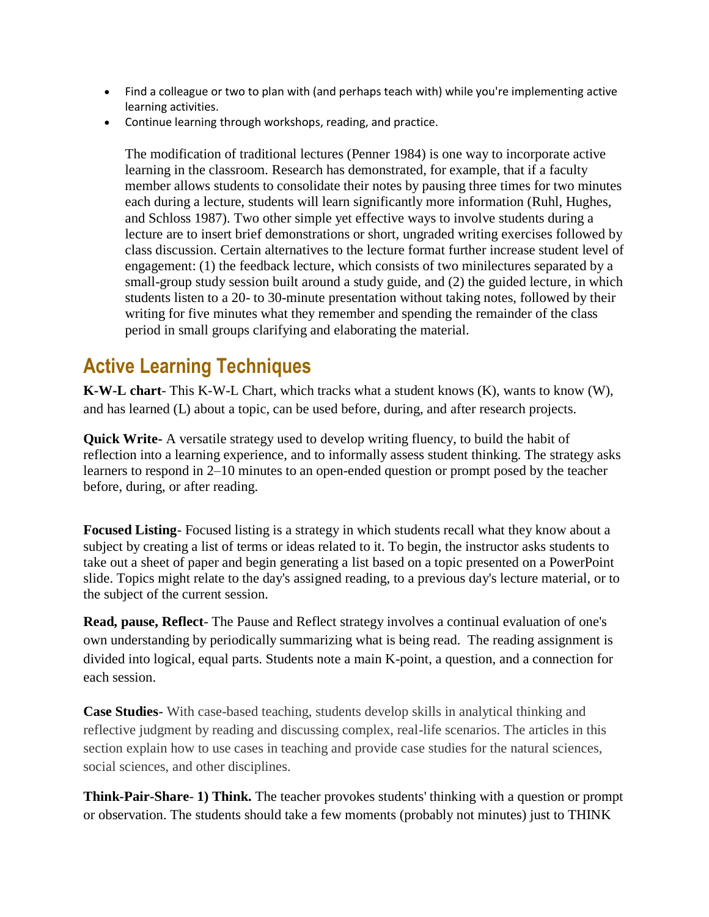- Find a colleague or two to plan with (and perhaps teach with) while you're implementing active learning activities.
- Continue learning through workshops, reading, and practice.

The modification of traditional lectures (Penner 1984) is one way to incorporate active learning in the classroom. Research has demonstrated, for example, that if a faculty member allows students to consolidate their notes by pausing three times for two minutes each during a lecture, students will learn significantly more information (Ruhl, Hughes, and Schloss 1987). Two other simple yet effective ways to involve students during a lecture are to insert brief demonstrations or short, ungraded writing exercises followed by class discussion. Certain alternatives to the lecture format further increase student level of engagement: (1) the feedback lecture, which consists of two minilectures separated by a small-group study session built around a study guide, and (2) the guided lecture, in which students listen to a 20- to 30-minute presentation without taking notes, followed by their writing for five minutes what they remember and spending the remainder of the class period in small groups clarifying and elaborating the material.

## Active Learning Techniques

**K-W-L chart**- This K-W-L Chart, which tracks what a student knows (K), wants to know (W), and has learned (L) about a topic, can be used before, during, and after research projects.

**Quick Write**- A versatile strategy used to develop writing fluency, to build the habit of reflection into a learning experience, and to informally assess student thinking. The strategy asks learners to respond in 2–10 minutes to an open-ended question or prompt posed by the teacher before, during, or after reading.

**Focused Listing**- Focused listing is a strategy in which students recall what they know about a subject by creating a list of terms or ideas related to it. To begin, the instructor asks students to take out a sheet of paper and begin generating a list based on a topic presented on a PowerPoint slide. Topics might relate to the day's assigned reading, to a previous day's lecture material, or to the subject of the current session.

**Read, pause, Reflect**- The Pause and Reflect strategy involves a continual evaluation of one's own understanding by periodically summarizing what is being read. The reading assignment is divided into logical, equal parts. Students note a main K-point, a question, and a connection for each session.

**Case Studies**- With case-based teaching, students develop skills in analytical thinking and reflective judgment by reading and discussing complex, real-life scenarios. The articles in this section explain how to use cases in teaching and provide case studies for the natural sciences, social sciences, and other disciplines.

**Think-Pair-Share**- **1) Think.** The teacher provokes students' thinking with a question or prompt or observation. The students should take a few moments (probably not minutes) just to THINK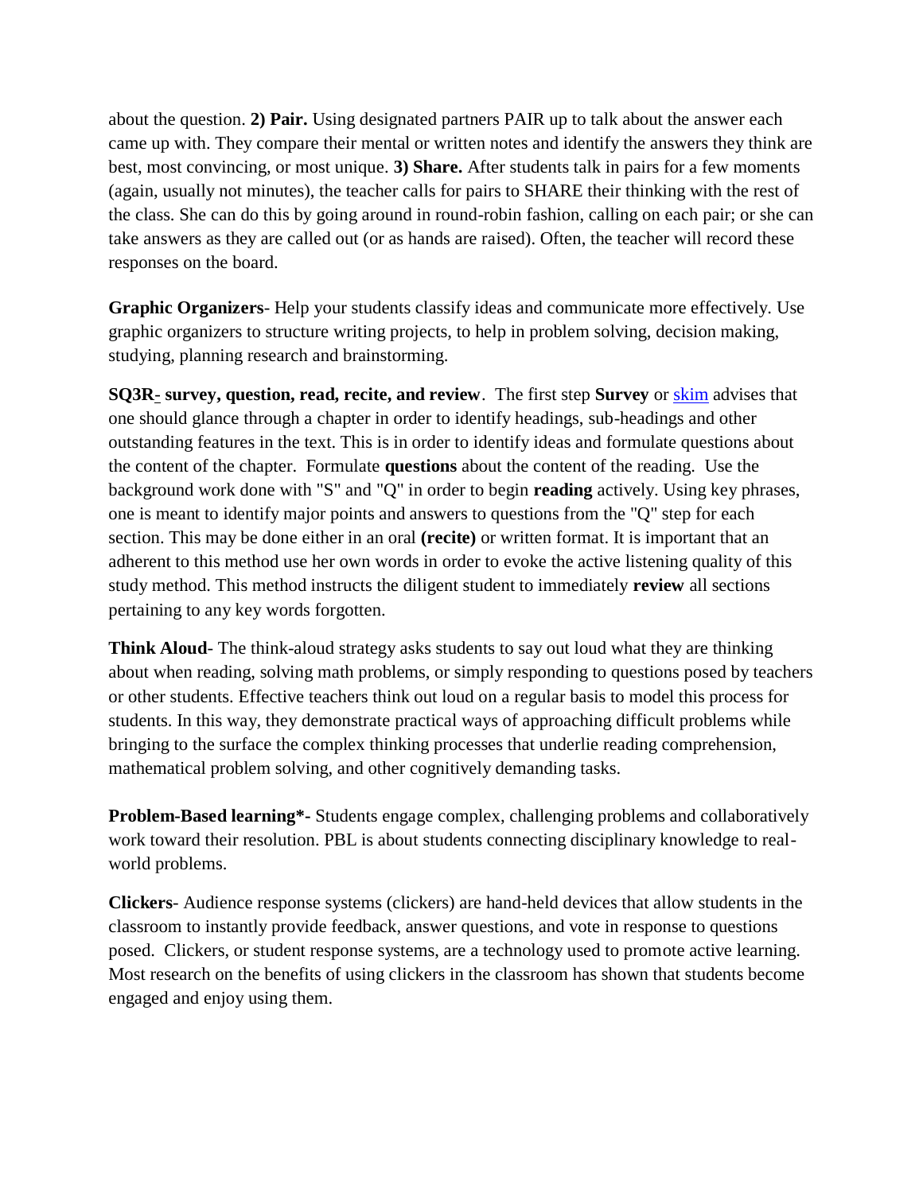about the question. **2) Pair.** Using designated partners PAIR up to talk about the answer each came up with. They compare their mental or written notes and identify the answers they think are best, most convincing, or most unique. **3) Share.** After students talk in pairs for a few moments (again, usually not minutes), the teacher calls for pairs to SHARE their thinking with the rest of the class. She can do this by going around in round-robin fashion, calling on each pair; or she can take answers as they are called out (or as hands are raised). Often, the teacher will record these responses on the board.

**Graphic Organizers**- Help your students classify ideas and communicate more effectively. Use graphic organizers to structure writing projects, to help in problem solving, decision making, studying, planning research and brainstorming.

**SQ3R**- **survey, question, read, recite, and review**. The first step **Survey** or skim advises that one should glance through a chapter in order to identify headings, sub-headings and other outstanding features in the text. This is in order to identify ideas and formulate questions about the content of the chapter. Formulate **questions** about the content of the reading. Use the background work done with "S" and "Q" in order to begin **reading** actively. Using key phrases, one is meant to identify major points and answers to questions from the "Q" step for each section. This may be done either in an oral **(recite)** or written format. It is important that an adherent to this method use her own words in order to evoke the active listening quality of this study method. This method instructs the diligent student to immediately **review** all sections pertaining to any key words forgotten.

**Think Aloud**- The think-aloud strategy asks students to say out loud what they are thinking about when reading, solving math problems, or simply responding to questions posed by teachers or other students. Effective teachers think out loud on a regular basis to model this process for students. In this way, they demonstrate practical ways of approaching difficult problems while bringing to the surface the complex thinking processes that underlie reading comprehension, mathematical problem solving, and other cognitively demanding tasks.

**Problem-Based learning*-** Students engage complex, challenging problems and collaboratively work toward their resolution. PBL is about students connecting disciplinary knowledge to real-world problems.

**Clickers**- Audience response systems (clickers) are hand-held devices that allow students in the classroom to instantly provide feedback, answer questions, and vote in response to questions posed. Clickers, or student response systems, are a technology used to promote active learning. Most research on the benefits of using clickers in the classroom has shown that students become engaged and enjoy using them.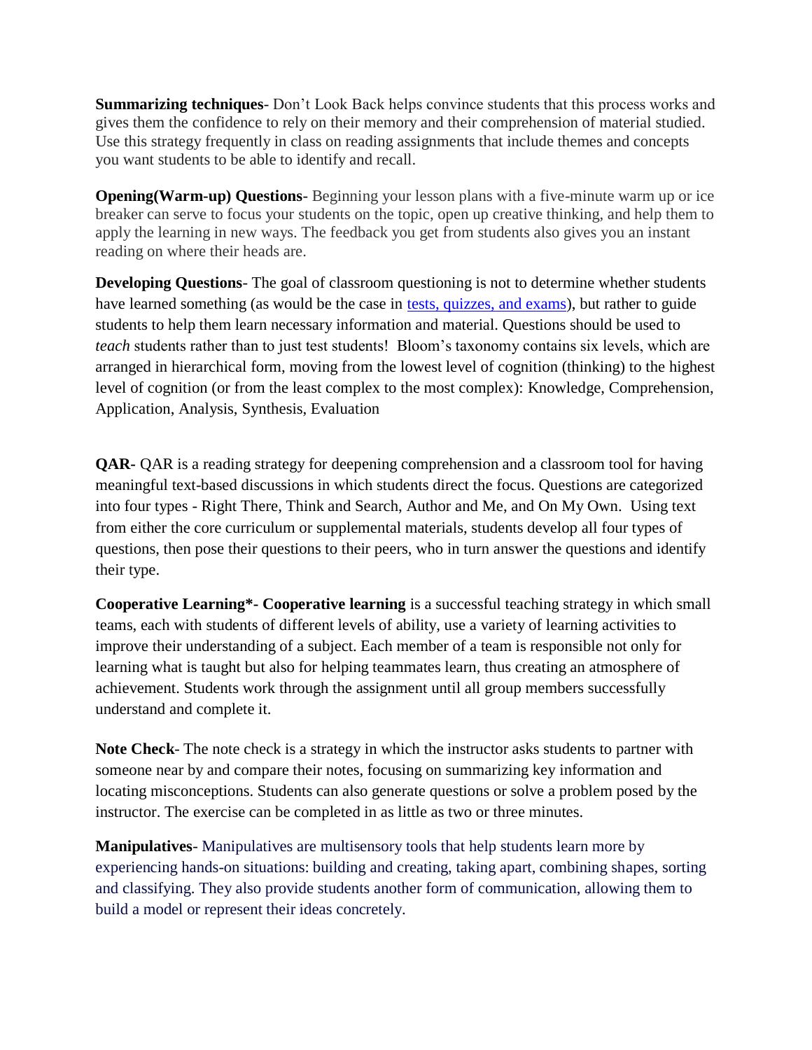**Summarizing techniques**- Don't Look Back helps convince students that this process works and gives them the confidence to rely on their memory and their comprehension of material studied. Use this strategy frequently in class on reading assignments that include themes and concepts you want students to be able to identify and recall.

**Opening(Warm-up) Questions**- Beginning your lesson plans with a five-minute warm up or ice breaker can serve to focus your students on the topic, open up creative thinking, and help them to apply the learning in new ways. The feedback you get from students also gives you an instant reading on where their heads are.

**Developing Questions**- The goal of classroom questioning is not to determine whether students have learned something (as would be the case in tests, quizzes, and exams), but rather to guide students to help them learn necessary information and material. Questions should be used to *teach* students rather than to just test students! Bloom's taxonomy contains six levels, which are arranged in hierarchical form, moving from the lowest level of cognition (thinking) to the highest level of cognition (or from the least complex to the most complex): Knowledge, Comprehension, Application, Analysis, Synthesis, Evaluation

**QAR**- QAR is a reading strategy for deepening comprehension and a classroom tool for having meaningful text-based discussions in which students direct the focus. Questions are categorized into four types - Right There, Think and Search, Author and Me, and On My Own. Using text from either the core curriculum or supplemental materials, students develop all four types of questions, then pose their questions to their peers, who in turn answer the questions and identify their type.

**Cooperative Learning*- Cooperative learning** is a successful teaching strategy in which small teams, each with students of different levels of ability, use a variety of learning activities to improve their understanding of a subject. Each member of a team is responsible not only for learning what is taught but also for helping teammates learn, thus creating an atmosphere of achievement. Students work through the assignment until all group members successfully understand and complete it.

**Note Check**- The note check is a strategy in which the instructor asks students to partner with someone near by and compare their notes, focusing on summarizing key information and locating misconceptions. Students can also generate questions or solve a problem posed by the instructor. The exercise can be completed in as little as two or three minutes.

**Manipulatives**- Manipulatives are multisensory tools that help students learn more by experiencing hands-on situations: building and creating, taking apart, combining shapes, sorting and classifying. They also provide students another form of communication, allowing them to build a model or represent their ideas concretely.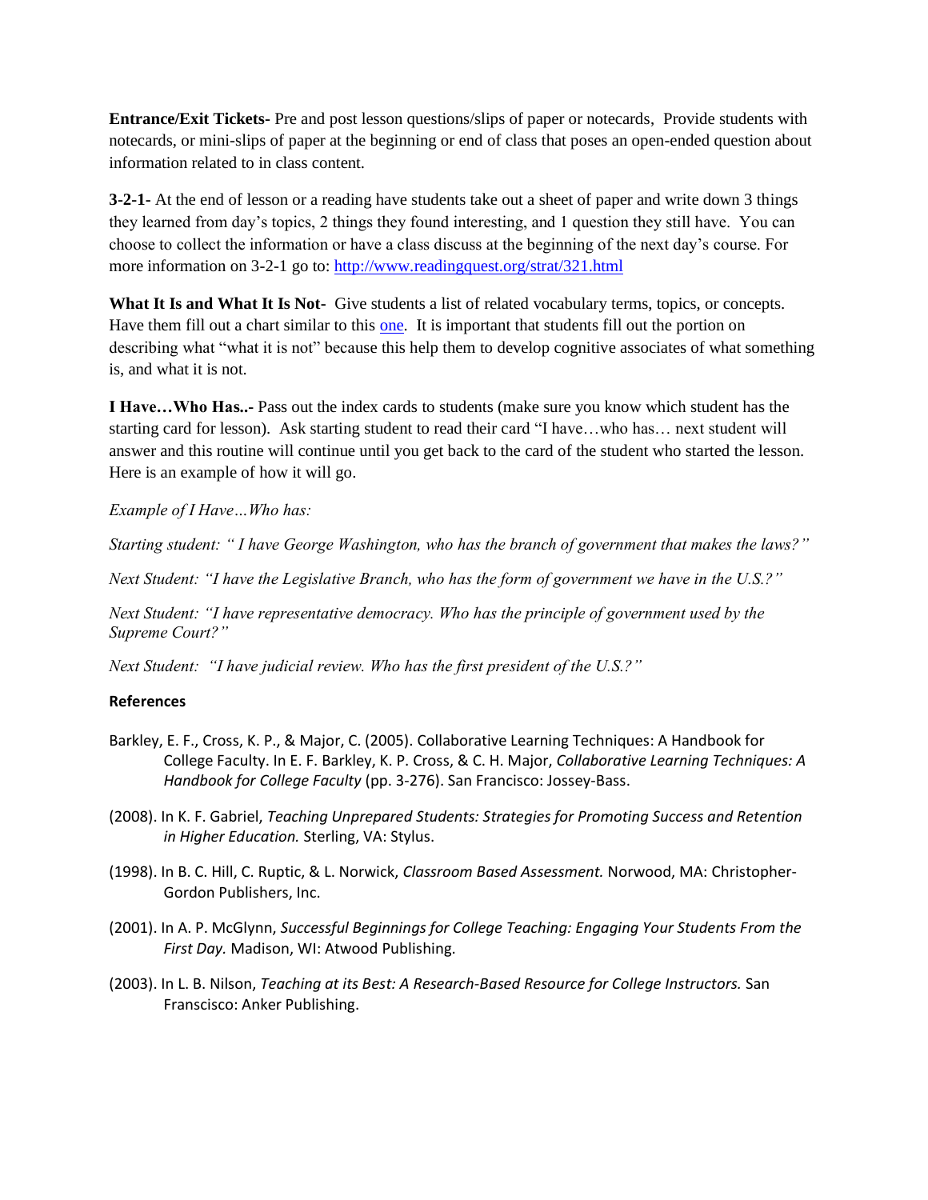**Entrance/Exit Tickets-** Pre and post lesson questions/slips of paper or notecards, Provide students with notecards, or mini-slips of paper at the beginning or end of class that poses an open-ended question about information related to in class content.

**3-2-1-** At the end of lesson or a reading have students take out a sheet of paper and write down 3 things they learned from day's topics, 2 things they found interesting, and 1 question they still have. You can choose to collect the information or have a class discuss at the beginning of the next day's course. For more information on 3-2-1 go to: [http://www.readingquest.org/strat/321.html](http://www.readingquest.org/strat/321.html)

**What It Is and What It Is Not-** Give students a list of related vocabulary terms, topics, or concepts. Have them fill out a chart similar to this one. It is important that students fill out the portion on describing what "what it is not" because this help them to develop cognitive associates of what something is, and what it is not.

**I Have…Who Has..-** Pass out the index cards to students (make sure you know which student has the starting card for lesson). Ask starting student to read their card "I have…who has… next student will answer and this routine will continue until you get back to the card of the student who started the lesson. Here is an example of how it will go.

*Example of I Have…Who has:*

*Starting student: " I have George Washington, who has the branch of government that makes the laws?"*

*Next Student: "I have the Legislative Branch, who has the form of government we have in the U.S.?"*

*Next Student: "I have representative democracy. Who has the principle of government used by the Supreme Court?"*

*Next Student: "I have judicial review. Who has the first president of the U.S.?"*

**References**

Barkley, E. F., Cross, K. P., & Major, C. (2005). Collaborative Learning Techniques: A Handbook for College Faculty. In E. F. Barkley, K. P. Cross, & C. H. Major, *Collaborative Learning Techniques: A Handbook for College Faculty* (pp. 3-276). San Francisco: Jossey-Bass.

(2008). In K. F. Gabriel, *Teaching Unprepared Students: Strategies for Promoting Success and Retention in Higher Education.* Sterling, VA: Stylus.

(1998). In B. C. Hill, C. Ruptic, & L. Norwick, *Classroom Based Assessment.* Norwood, MA: Christopher-Gordon Publishers, Inc.

(2001). In A. P. McGlynn, *Successful Beginnings for College Teaching: Engaging Your Students From the First Day.* Madison, WI: Atwood Publishing.

(2003). In L. B. Nilson, *Teaching at its Best: A Research-Based Resource for College Instructors.* San Franscisco: Anker Publishing.